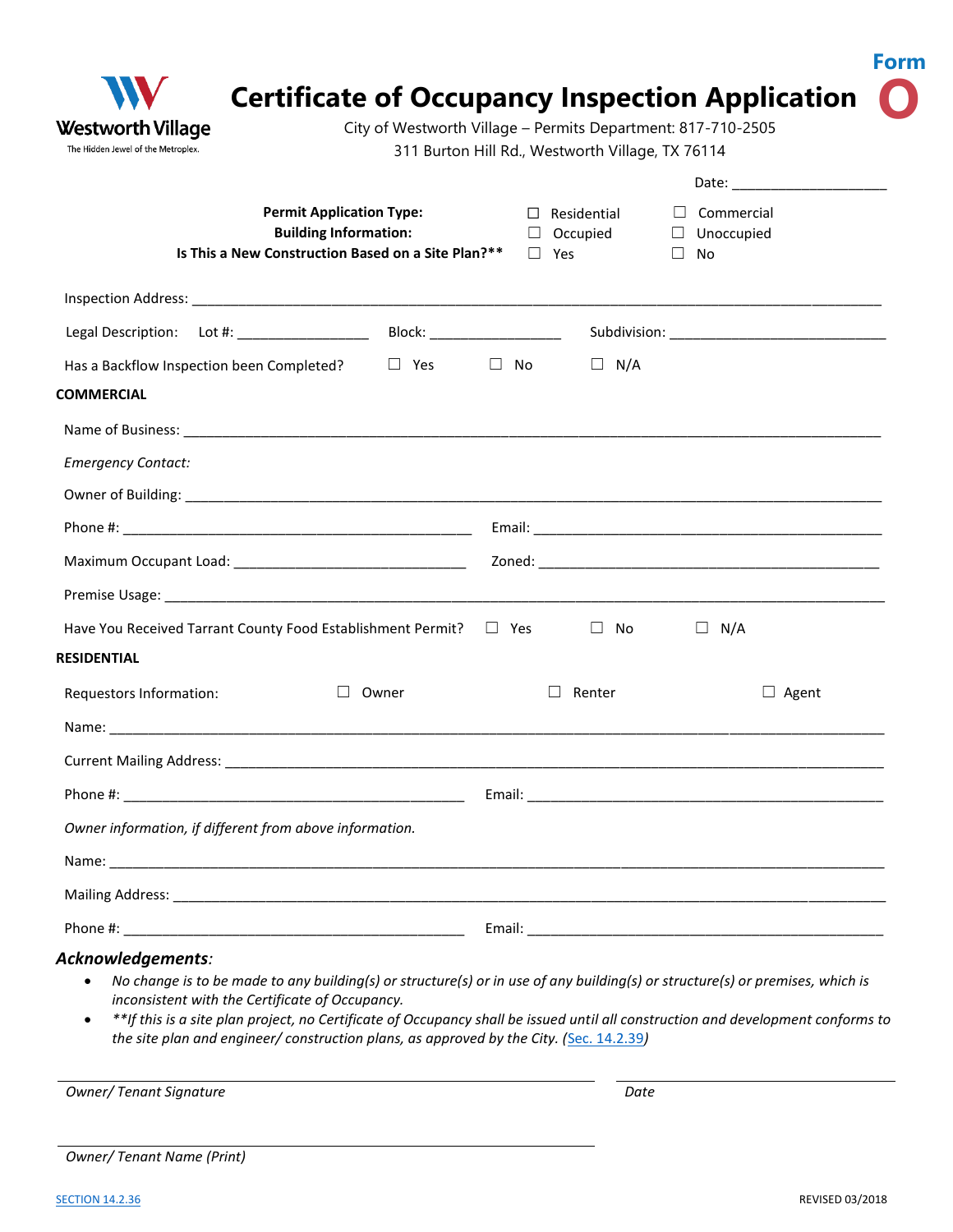Westworth Village
The Hidden Jewel of the Metroplex.

# Certificate of Occupancy Inspection Application

**Form O**

City of Westworth Village – Permits Department: 817-710-2505
311 Burton Hill Rd., Westworth Village, TX 76114

Date: ____________________

| | | |
|---|---|---|
| **Permit Application Type:** | ☐ Residential | ☐ Commercial |
| **Building Information:** | ☐ Occupied | ☐ Unoccupied |
| **Is This a New Construction Based on a Site Plan?**** | ☐ Yes | ☐ No |

Inspection Address: ____________________________________________________________________________

Legal Description: Lot #: ________________ Block: ________________ Subdivision: ___________________________

Has a Backflow Inspection been Completed? ☐ Yes ☐ No ☐ N/A

**COMMERCIAL**

Name of Business: ____________________________________________________________________________

*Emergency Contact:*

Owner of Building: ____________________________________________________________________________

Phone #: ____________________________________________ Email: ____________________________________________

Maximum Occupant Load: _____________________________ Zoned: ____________________________________________

Premise Usage: ______________________________________________________________________________

Have You Received Tarrant County Food Establishment Permit? ☐ Yes ☐ No ☐ N/A

**RESIDENTIAL**

Requestors Information: ☐ Owner ☐ Renter ☐ Agent

Name: _____________________________________________________________________________________

Current Mailing Address: ____________________________________________________________________

Phone #: ____________________________________________ Email: ____________________________________________

*Owner information, if different from above information.*

Name: _____________________________________________________________________________________

Mailing Address: ___________________________________________________________________________

Phone #: ____________________________________________ Email: ____________________________________________

## *Acknowledgements:*

- *No change is to be made to any building(s) or structure(s) or in use of any building(s) or structure(s) or premises, which is inconsistent with the Certificate of Occupancy.*
- *\*\*If this is a site plan project, no Certificate of Occupancy shall be issued until all construction and development conforms to the site plan and engineer/ construction plans, as approved by the City. (Sec. 14.2.39)*

_______________________________________________ ______________________

*Owner/ Tenant Signature* *Date*

_______________________________________________

*Owner/ Tenant Name (Print)*

SECTION 14.2.36

REVISED 03/2018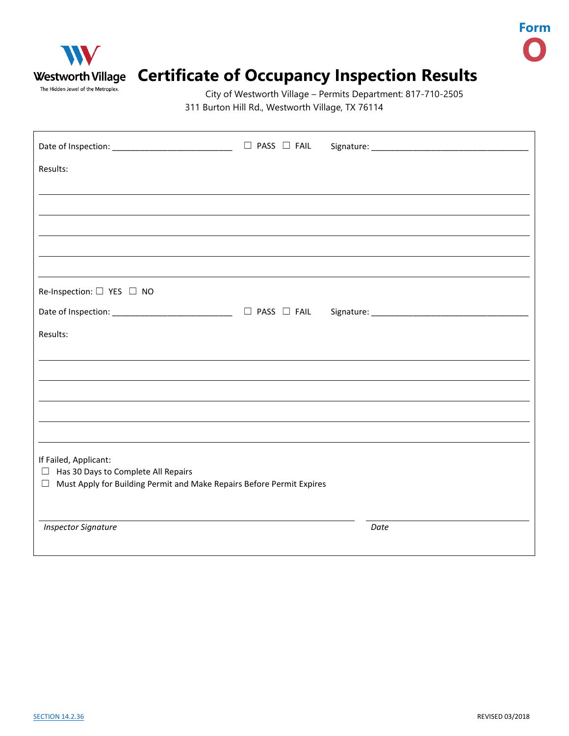Westworth Village
The Hidden Jewel of the Metroplex.

Form
O

# Certificate of Occupancy Inspection Results

City of Westworth Village – Permits Department: 817-710-2505
311 Burton Hill Rd., Westworth Village, TX 76114

Date of Inspection: ______________________ ☐ PASS ☐ FAIL Signature: ______________________________

Results:

_______________________________________________________________________________

_______________________________________________________________________________

_______________________________________________________________________________

_______________________________________________________________________________

_______________________________________________________________________________

Re-Inspection: ☐ YES ☐ NO

Date of Inspection: ______________________ ☐ PASS ☐ FAIL Signature: ______________________________

Results:

_______________________________________________________________________________

_______________________________________________________________________________

_______________________________________________________________________________

_______________________________________________________________________________

_______________________________________________________________________________

If Failed, Applicant:

☐ Has 30 Days to Complete All Repairs

☐ Must Apply for Building Permit and Make Repairs Before Permit Expires

_______________________________________________ ______________________

*Inspector Signature* *Date*

SECTION 14.2.36

REVISED 03/2018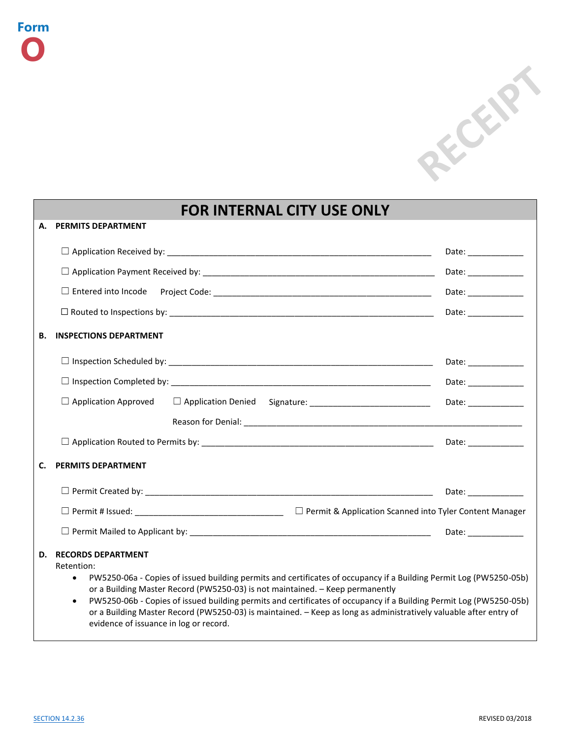**Form**

**O**

RECEIPT

## FOR INTERNAL CITY USE ONLY

**A. PERMITS DEPARTMENT**

☐ Application Received by: ______________________________ Date: ____________

☐ Application Payment Received by: ______________________________ Date: ____________

☐ Entered into Incode Project Code: ______________________________ Date: ____________

☐ Routed to Inspections by: ______________________________ Date: ____________

**B. INSPECTIONS DEPARTMENT**

☐ Inspection Scheduled by: ______________________________ Date: ____________

☐ Inspection Completed by: ______________________________ Date: ____________

☐ Application Approved ☐ Application Denied Signature: ______________________________ Date: ____________

Reason for Denial: ______________________________

☐ Application Routed to Permits by: ______________________________ Date: ____________

**C. PERMITS DEPARTMENT**

☐ Permit Created by: ______________________________ Date: ____________

☐ Permit # Issued: ______________________________ ☐ Permit & Application Scanned into Tyler Content Manager

☐ Permit Mailed to Applicant by: ______________________________ Date: ____________

**D. RECORDS DEPARTMENT**

Retention:

- PW5250-06a - Copies of issued building permits and certificates of occupancy if a Building Permit Log (PW5250-05b) or a Building Master Record (PW5250-03) is not maintained. – Keep permanently
- PW5250-06b - Copies of issued building permits and certificates of occupancy if a Building Permit Log (PW5250-05b) or a Building Master Record (PW5250-03) is maintained. – Keep as long as administratively valuable after entry of evidence of issuance in log or record.

SECTION 14.2.36

REVISED 03/2018